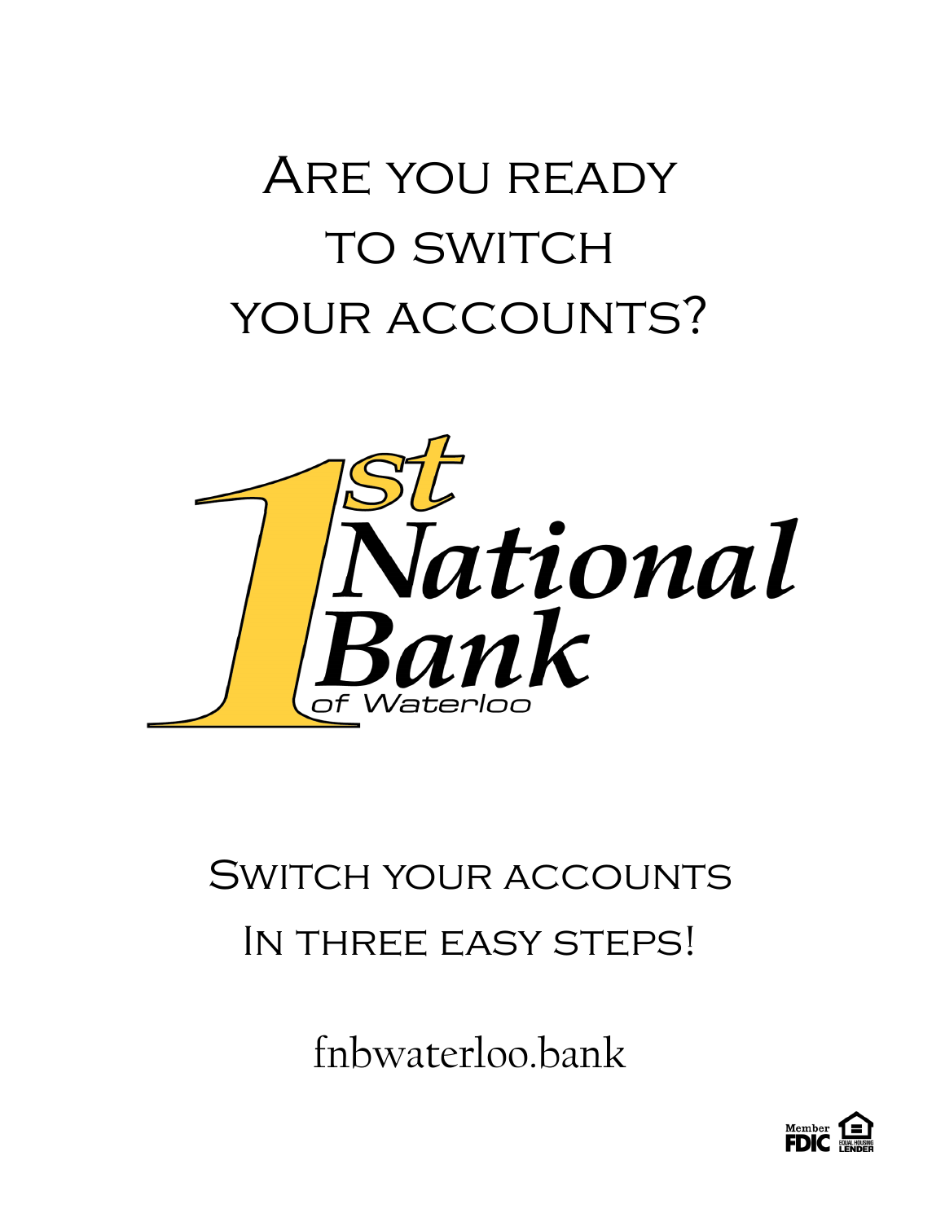# Are you ready to switch your accounts?

1st National Bank of Waterloo

## Switch your accounts In three easy steps!

fnbwaterloo.bank

Member FDIC · Equal Housing Lender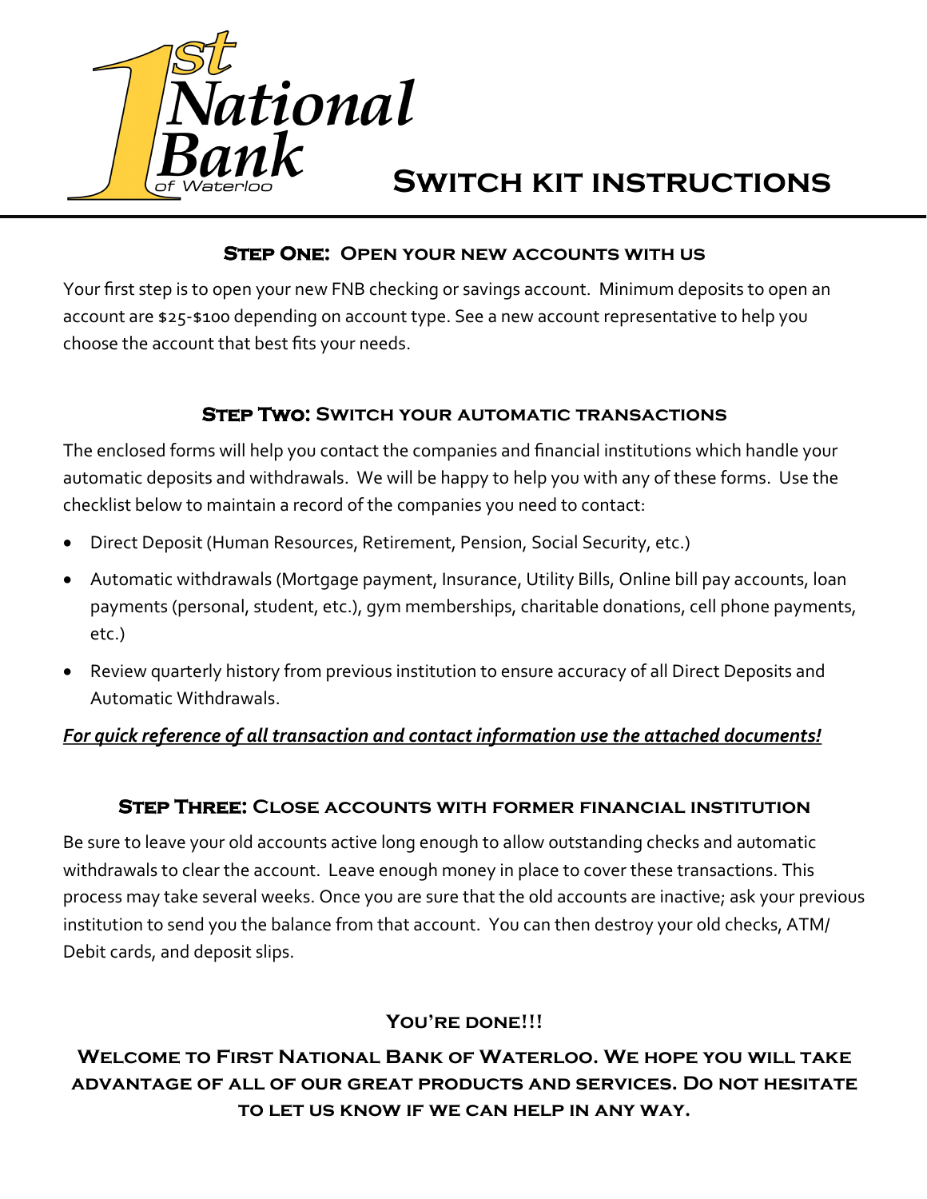1st National Bank of Waterloo

# Switch kit instructions

## Step One: Open your new accounts with us

Your first step is to open your new FNB checking or savings account. Minimum deposits to open an account are $25-$100 depending on account type. See a new account representative to help you choose the account that best fits your needs.

## Step Two: Switch your automatic transactions

The enclosed forms will help you contact the companies and financial institutions which handle your automatic deposits and withdrawals. We will be happy to help you with any of these forms. Use the checklist below to maintain a record of the companies you need to contact:

- Direct Deposit (Human Resources, Retirement, Pension, Social Security, etc.)
- Automatic withdrawals (Mortgage payment, Insurance, Utility Bills, Online bill pay accounts, loan payments (personal, student, etc.), gym memberships, charitable donations, cell phone payments, etc.)
- Review quarterly history from previous institution to ensure accuracy of all Direct Deposits and Automatic Withdrawals.

***For quick reference of all transaction and contact information use the attached documents!***

## Step Three: Close accounts with former financial institution

Be sure to leave your old accounts active long enough to allow outstanding checks and automatic withdrawals to clear the account. Leave enough money in place to cover these transactions. This process may take several weeks. Once you are sure that the old accounts are inactive; ask your previous institution to send you the balance from that account. You can then destroy your old checks, ATM/ Debit cards, and deposit slips.

**You're done!!!**

**Welcome to First National Bank of Waterloo. We hope you will take advantage of all of our great products and services. Do not hesitate to let us know if we can help in any way.**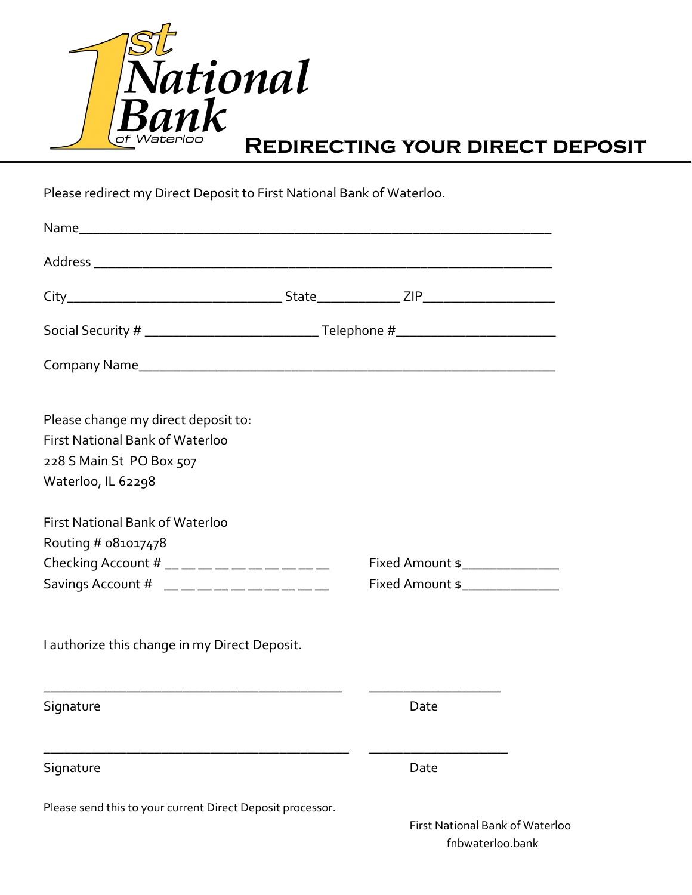1st National Bank of Waterloo

# Redirecting your direct deposit

Please redirect my Direct Deposit to First National Bank of Waterloo.

Name_______________________________________________________________

Address ____________________________________________________________

City______________________________ State___________ ZIP__________________

Social Security # ________________________ Telephone #______________________

Company Name_______________________________________________________

Please change my direct deposit to:
First National Bank of Waterloo
228 S Main St PO Box 507
Waterloo, IL 62298

First National Bank of Waterloo
Routing # 081017478
Checking Account # __ __ __ __ __ __ __ __ __ __ Fixed Amount $_____________
Savings Account # __ __ __ __ __ __ __ __ __ __ Fixed Amount $_____________

I authorize this change in my Direct Deposit.

_________________________________________ __________________
Signature Date

__________________________________________ ___________________
Signature Date

Please send this to your current Direct Deposit processor.

First National Bank of Waterloo
fnbwaterloo.bank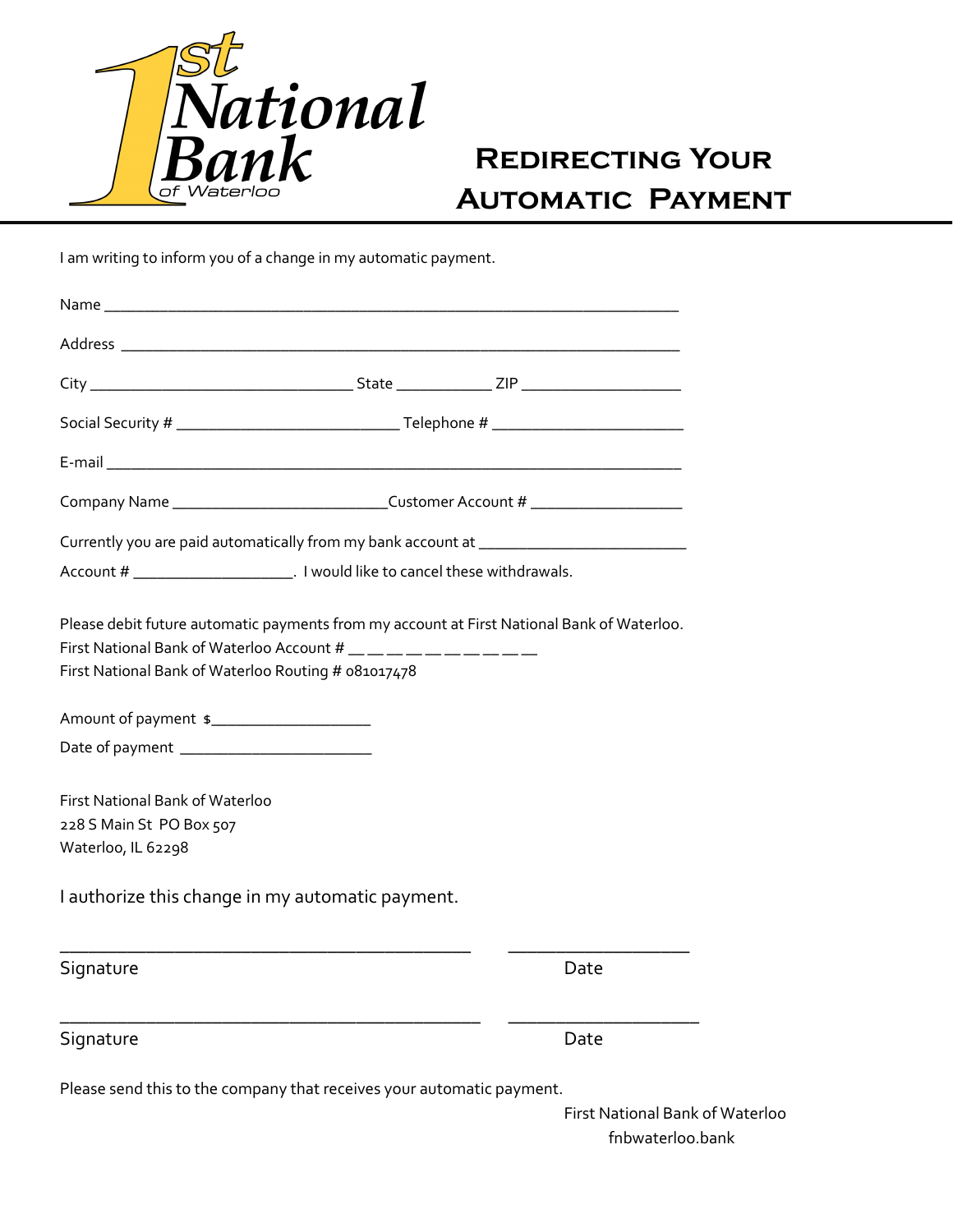1st National Bank of Waterloo

# Redirecting Your Automatic Payment

I am writing to inform you of a change in my automatic payment.

Name ___________________________________________________________________

Address _________________________________________________________________

City ______________________________ State ___________ ZIP __________________

Social Security # _________________________ Telephone # ______________________

E-mail __________________________________________________________________

Company Name _________________________Customer Account # _________________

Currently you are paid automatically from my bank account at _______________________

Account # __________________. I would like to cancel these withdrawals.

Please debit future automatic payments from my account at First National Bank of Waterloo.
First National Bank of Waterloo Account # __ __ __ __ __ __ __ __ __ __
First National Bank of Waterloo Routing # 081017478

Amount of payment $__________________

Date of payment ______________________

First National Bank of Waterloo
228 S Main St PO Box 507
Waterloo, IL 62298

I authorize this change in my automatic payment.

_____________________________________________ ____________________
Signature Date

_____________________________________________ ____________________
Signature Date

Please send this to the company that receives your automatic payment.

First National Bank of Waterloo
fnbwaterloo.bank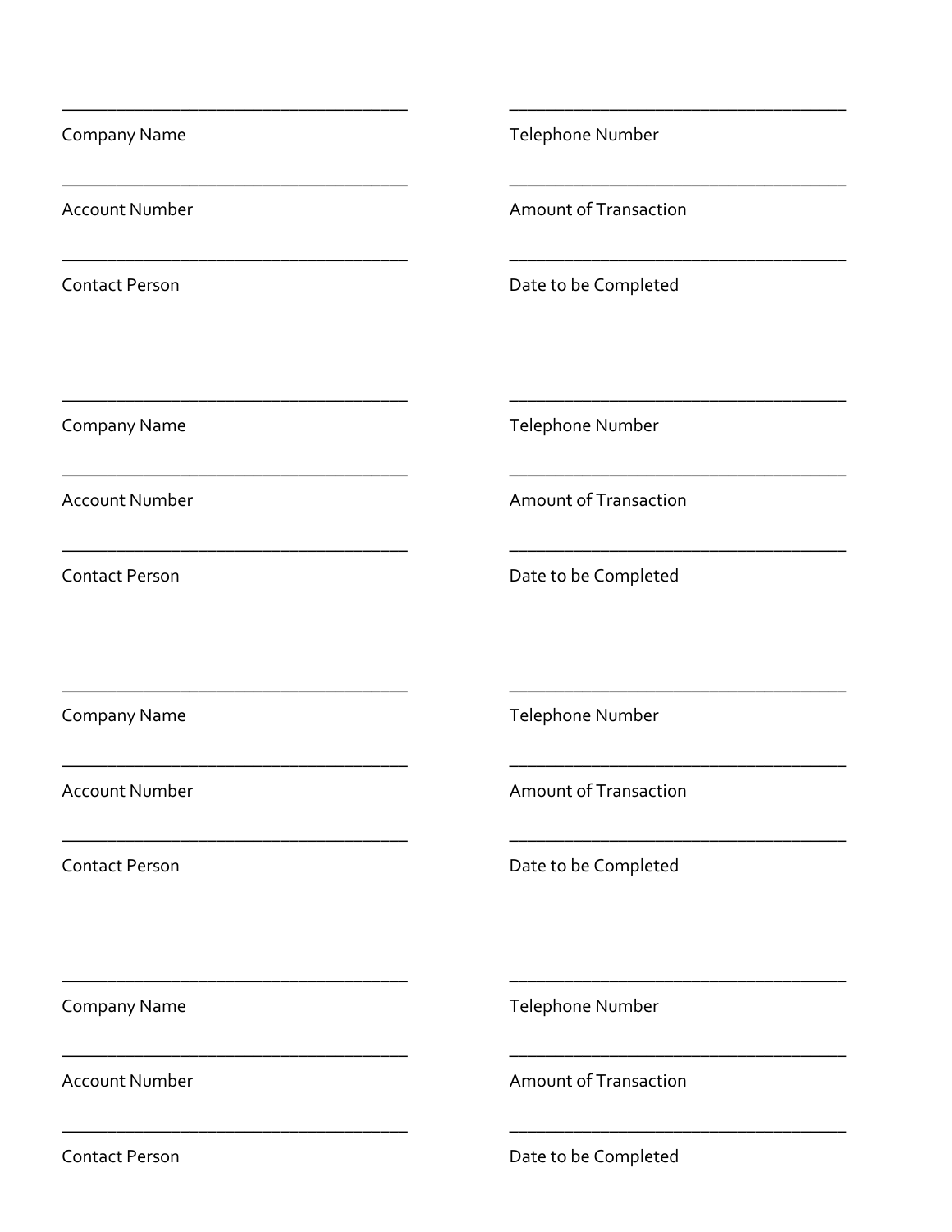\_\_\_\_\_\_\_\_\_\_\_\_\_\_\_\_\_\_\_\_\_\_\_\_\_\_\_\_\_\_\_\_\_\_\_\_\_\_\_\_

Company Name

\_\_\_\_\_\_\_\_\_\_\_\_\_\_\_\_\_\_\_\_\_\_\_\_\_\_\_\_\_\_\_\_\_\_\_\_\_\_\_\_

Account Number

\_\_\_\_\_\_\_\_\_\_\_\_\_\_\_\_\_\_\_\_\_\_\_\_\_\_\_\_\_\_\_\_\_\_\_\_\_\_\_\_

Contact Person

\_\_\_\_\_\_\_\_\_\_\_\_\_\_\_\_\_\_\_\_\_\_\_\_\_\_\_\_\_\_\_\_\_\_\_\_\_\_\_\_

Telephone Number

\_\_\_\_\_\_\_\_\_\_\_\_\_\_\_\_\_\_\_\_\_\_\_\_\_\_\_\_\_\_\_\_\_\_\_\_\_\_\_\_

Amount of Transaction

\_\_\_\_\_\_\_\_\_\_\_\_\_\_\_\_\_\_\_\_\_\_\_\_\_\_\_\_\_\_\_\_\_\_\_\_\_\_\_\_

Date to be Completed

\_\_\_\_\_\_\_\_\_\_\_\_\_\_\_\_\_\_\_\_\_\_\_\_\_\_\_\_\_\_\_\_\_\_\_\_\_\_\_\_

Company Name

\_\_\_\_\_\_\_\_\_\_\_\_\_\_\_\_\_\_\_\_\_\_\_\_\_\_\_\_\_\_\_\_\_\_\_\_\_\_\_\_

Account Number

\_\_\_\_\_\_\_\_\_\_\_\_\_\_\_\_\_\_\_\_\_\_\_\_\_\_\_\_\_\_\_\_\_\_\_\_\_\_\_\_

Contact Person

\_\_\_\_\_\_\_\_\_\_\_\_\_\_\_\_\_\_\_\_\_\_\_\_\_\_\_\_\_\_\_\_\_\_\_\_\_\_\_\_

Telephone Number

\_\_\_\_\_\_\_\_\_\_\_\_\_\_\_\_\_\_\_\_\_\_\_\_\_\_\_\_\_\_\_\_\_\_\_\_\_\_\_\_

Amount of Transaction

\_\_\_\_\_\_\_\_\_\_\_\_\_\_\_\_\_\_\_\_\_\_\_\_\_\_\_\_\_\_\_\_\_\_\_\_\_\_\_\_

Date to be Completed

\_\_\_\_\_\_\_\_\_\_\_\_\_\_\_\_\_\_\_\_\_\_\_\_\_\_\_\_\_\_\_\_\_\_\_\_\_\_\_\_

Company Name

\_\_\_\_\_\_\_\_\_\_\_\_\_\_\_\_\_\_\_\_\_\_\_\_\_\_\_\_\_\_\_\_\_\_\_\_\_\_\_\_

Account Number

\_\_\_\_\_\_\_\_\_\_\_\_\_\_\_\_\_\_\_\_\_\_\_\_\_\_\_\_\_\_\_\_\_\_\_\_\_\_\_\_

Contact Person

\_\_\_\_\_\_\_\_\_\_\_\_\_\_\_\_\_\_\_\_\_\_\_\_\_\_\_\_\_\_\_\_\_\_\_\_\_\_\_\_

Telephone Number

\_\_\_\_\_\_\_\_\_\_\_\_\_\_\_\_\_\_\_\_\_\_\_\_\_\_\_\_\_\_\_\_\_\_\_\_\_\_\_\_

Amount of Transaction

\_\_\_\_\_\_\_\_\_\_\_\_\_\_\_\_\_\_\_\_\_\_\_\_\_\_\_\_\_\_\_\_\_\_\_\_\_\_\_\_

Date to be Completed

\_\_\_\_\_\_\_\_\_\_\_\_\_\_\_\_\_\_\_\_\_\_\_\_\_\_\_\_\_\_\_\_\_\_\_\_\_\_\_\_

Company Name

\_\_\_\_\_\_\_\_\_\_\_\_\_\_\_\_\_\_\_\_\_\_\_\_\_\_\_\_\_\_\_\_\_\_\_\_\_\_\_\_

Account Number

\_\_\_\_\_\_\_\_\_\_\_\_\_\_\_\_\_\_\_\_\_\_\_\_\_\_\_\_\_\_\_\_\_\_\_\_\_\_\_\_

Contact Person

\_\_\_\_\_\_\_\_\_\_\_\_\_\_\_\_\_\_\_\_\_\_\_\_\_\_\_\_\_\_\_\_\_\_\_\_\_\_\_\_

Telephone Number

\_\_\_\_\_\_\_\_\_\_\_\_\_\_\_\_\_\_\_\_\_\_\_\_\_\_\_\_\_\_\_\_\_\_\_\_\_\_\_\_

Amount of Transaction

\_\_\_\_\_\_\_\_\_\_\_\_\_\_\_\_\_\_\_\_\_\_\_\_\_\_\_\_\_\_\_\_\_\_\_\_\_\_\_\_

Date to be Completed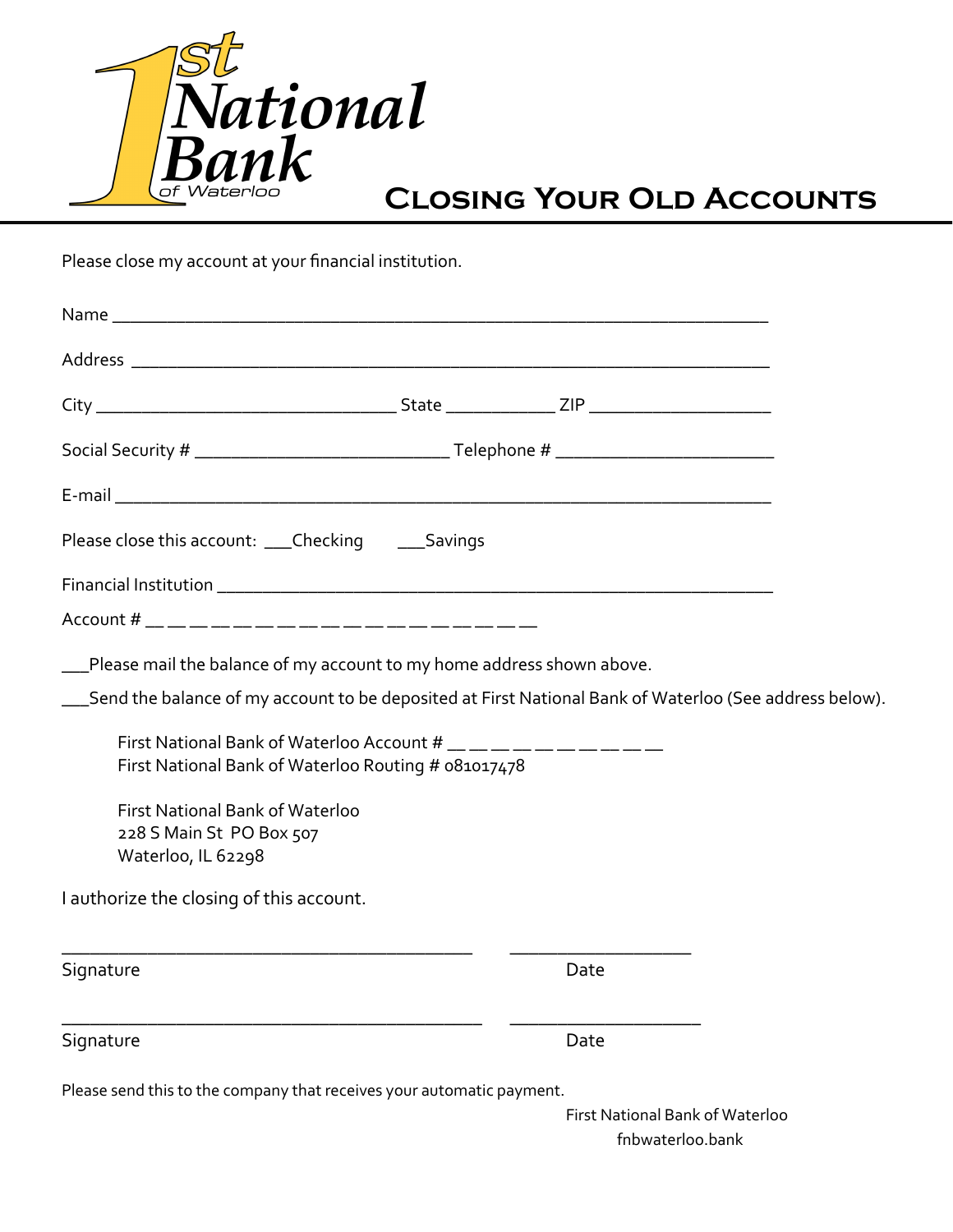1st National Bank of Waterloo

# Closing Your Old Accounts

Please close my account at your financial institution.

Name ___________________________________________________________________

Address ________________________________________________________________

City ______________________________ State ___________ ZIP __________________

Social Security # __________________________ Telephone # ______________________

E-mail __________________________________________________________________

Please close this account: ___Checking ___Savings

Financial Institution ________________________________________________________

Account # __ __ __ __ __ __ __ __ __ __ __ __ __ __ __ __ __ __

___Please mail the balance of my account to my home address shown above.

___Send the balance of my account to be deposited at First National Bank of Waterloo (See address below).

First National Bank of Waterloo Account # __ __ __ __ __ __ __ __ __ __
First National Bank of Waterloo Routing # 081017478

First National Bank of Waterloo
228 S Main St PO Box 507
Waterloo, IL 62298

I authorize the closing of this account.

_________________________________________ __________________
Signature Date

_________________________________________ __________________
Signature Date

Please send this to the company that receives your automatic payment.

First National Bank of Waterloo
fnbwaterloo.bank